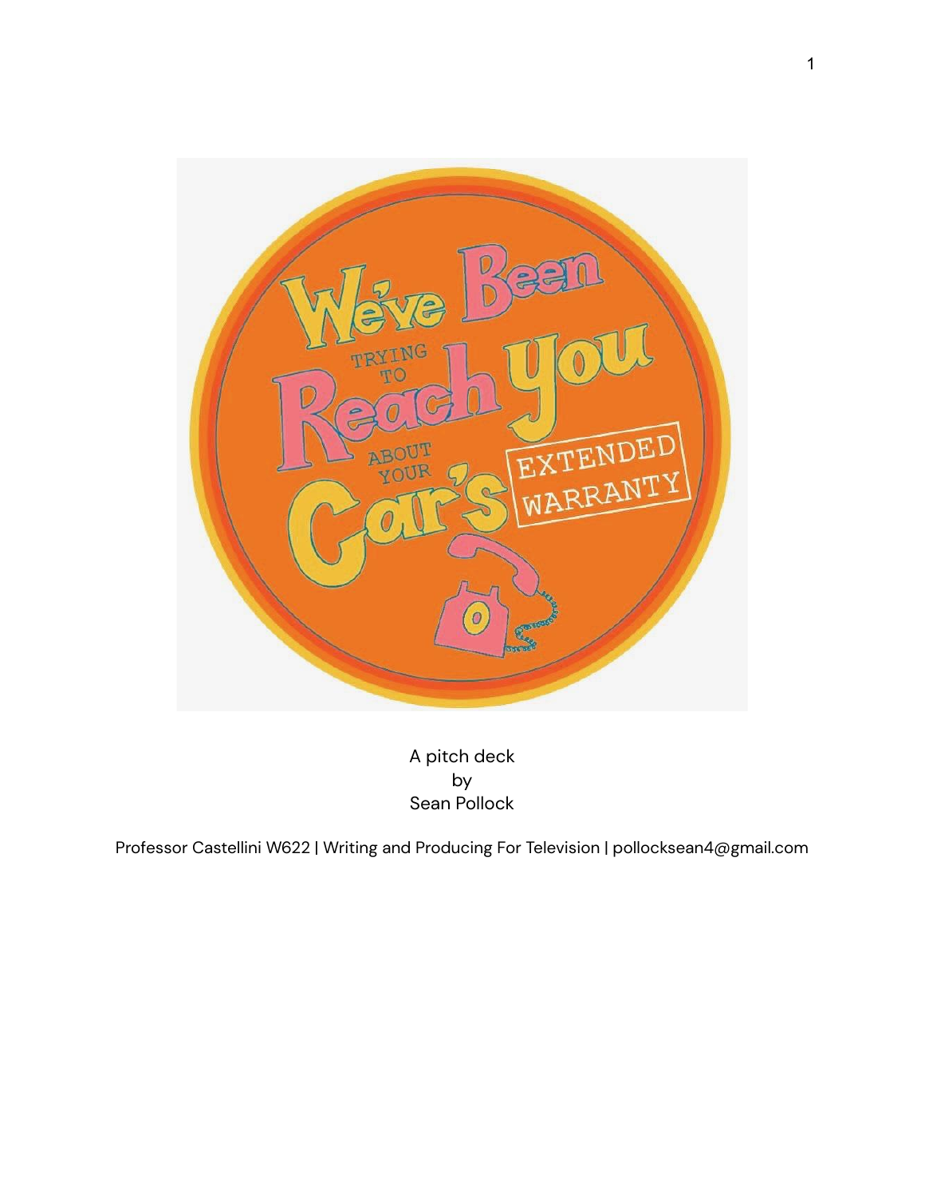# We've Been Trying to Reach You About Your Car's Extended Warranty

A pitch deck
by
Sean Pollock

Professor Castellini W622 | Writing and Producing For Television | pollocksean4@gmail.com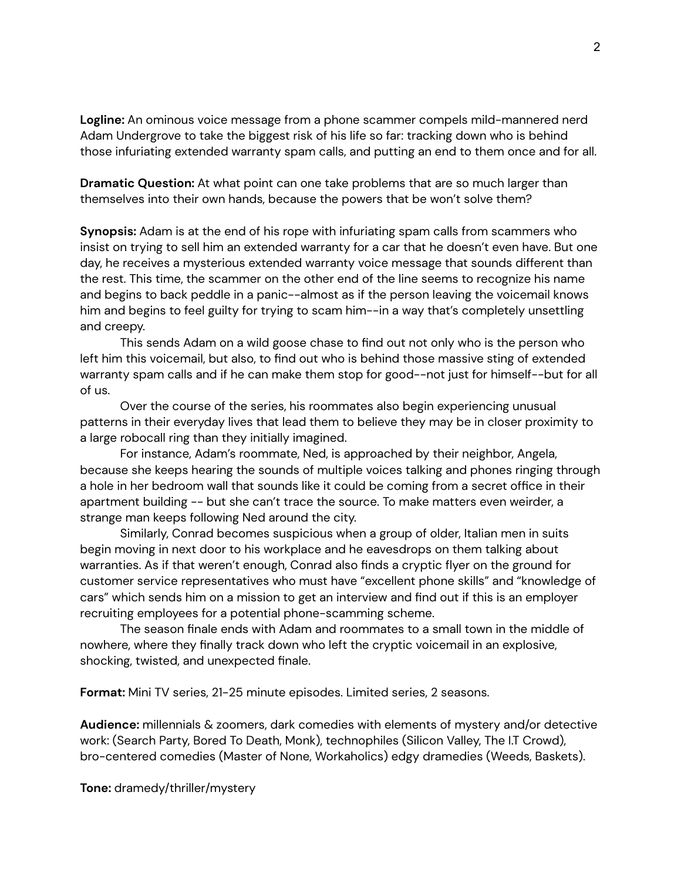**Logline:** An ominous voice message from a phone scammer compels mild-mannered nerd Adam Undergrove to take the biggest risk of his life so far: tracking down who is behind those infuriating extended warranty spam calls, and putting an end to them once and for all.

**Dramatic Question:** At what point can one take problems that are so much larger than themselves into their own hands, because the powers that be won't solve them?

**Synopsis:** Adam is at the end of his rope with infuriating spam calls from scammers who insist on trying to sell him an extended warranty for a car that he doesn't even have. But one day, he receives a mysterious extended warranty voice message that sounds different than the rest. This time, the scammer on the other end of the line seems to recognize his name and begins to back peddle in a panic--almost as if the person leaving the voicemail knows him and begins to feel guilty for trying to scam him--in a way that's completely unsettling and creepy.

This sends Adam on a wild goose chase to find out not only who is the person who left him this voicemail, but also, to find out who is behind those massive sting of extended warranty spam calls and if he can make them stop for good--not just for himself--but for all of us.

Over the course of the series, his roommates also begin experiencing unusual patterns in their everyday lives that lead them to believe they may be in closer proximity to a large robocall ring than they initially imagined.

For instance, Adam's roommate, Ned, is approached by their neighbor, Angela, because she keeps hearing the sounds of multiple voices talking and phones ringing through a hole in her bedroom wall that sounds like it could be coming from a secret office in their apartment building -- but she can't trace the source. To make matters even weirder, a strange man keeps following Ned around the city.

Similarly, Conrad becomes suspicious when a group of older, Italian men in suits begin moving in next door to his workplace and he eavesdrops on them talking about warranties. As if that weren't enough, Conrad also finds a cryptic flyer on the ground for customer service representatives who must have "excellent phone skills" and "knowledge of cars" which sends him on a mission to get an interview and find out if this is an employer recruiting employees for a potential phone-scamming scheme.

The season finale ends with Adam and roommates to a small town in the middle of nowhere, where they finally track down who left the cryptic voicemail in an explosive, shocking, twisted, and unexpected finale.

**Format:** Mini TV series, 21-25 minute episodes. Limited series, 2 seasons.

**Audience:** millennials & zoomers, dark comedies with elements of mystery and/or detective work: (Search Party, Bored To Death, Monk), technophiles (Silicon Valley, The I.T Crowd), bro-centered comedies (Master of None, Workaholics) edgy dramedies (Weeds, Baskets).

**Tone:** dramedy/thriller/mystery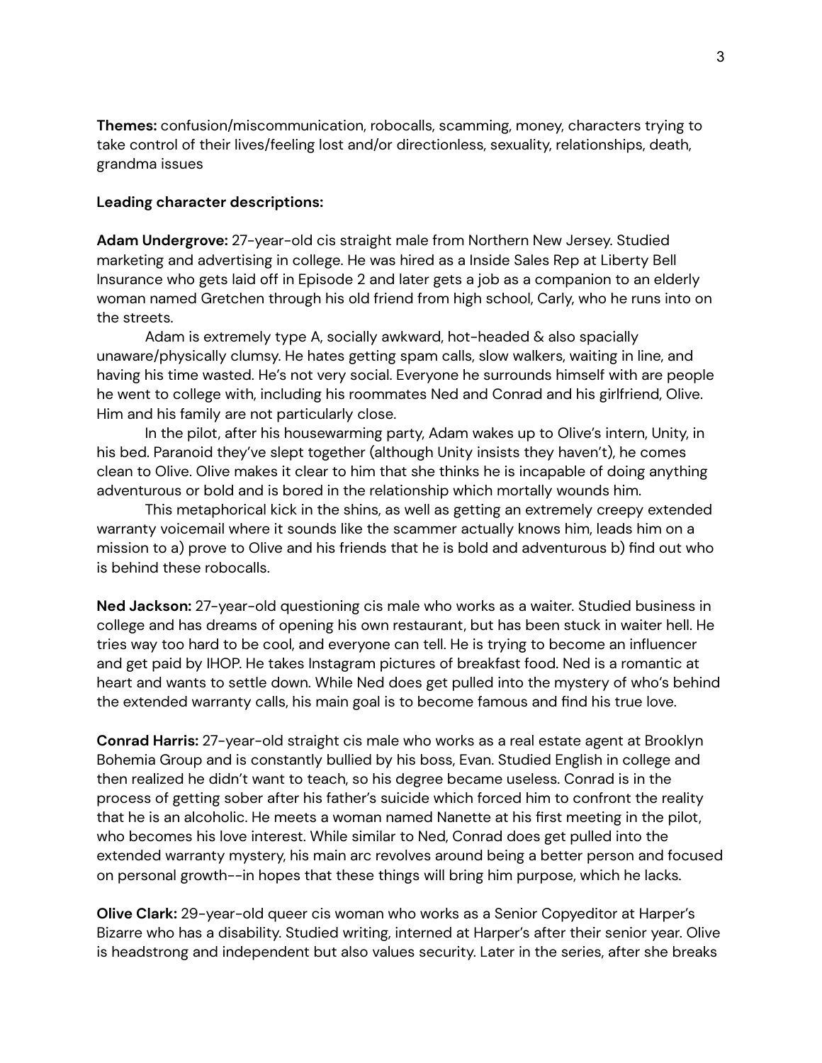**Themes:** confusion/miscommunication, robocalls, scamming, money, characters trying to take control of their lives/feeling lost and/or directionless, sexuality, relationships, death, grandma issues

**Leading character descriptions:**

**Adam Undergrove:** 27-year-old cis straight male from Northern New Jersey. Studied marketing and advertising in college. He was hired as a Inside Sales Rep at Liberty Bell Insurance who gets laid off in Episode 2 and later gets a job as a companion to an elderly woman named Gretchen through his old friend from high school, Carly, who he runs into on the streets.

Adam is extremely type A, socially awkward, hot-headed & also spacially unaware/physically clumsy. He hates getting spam calls, slow walkers, waiting in line, and having his time wasted. He's not very social. Everyone he surrounds himself with are people he went to college with, including his roommates Ned and Conrad and his girlfriend, Olive. Him and his family are not particularly close.

In the pilot, after his housewarming party, Adam wakes up to Olive's intern, Unity, in his bed. Paranoid they've slept together (although Unity insists they haven't), he comes clean to Olive. Olive makes it clear to him that she thinks he is incapable of doing anything adventurous or bold and is bored in the relationship which mortally wounds him.

This metaphorical kick in the shins, as well as getting an extremely creepy extended warranty voicemail where it sounds like the scammer actually knows him, leads him on a mission to a) prove to Olive and his friends that he is bold and adventurous b) find out who is behind these robocalls.

**Ned Jackson:** 27-year-old questioning cis male who works as a waiter. Studied business in college and has dreams of opening his own restaurant, but has been stuck in waiter hell. He tries way too hard to be cool, and everyone can tell. He is trying to become an influencer and get paid by IHOP. He takes Instagram pictures of breakfast food. Ned is a romantic at heart and wants to settle down. While Ned does get pulled into the mystery of who's behind the extended warranty calls, his main goal is to become famous and find his true love.

**Conrad Harris:** 27-year-old straight cis male who works as a real estate agent at Brooklyn Bohemia Group and is constantly bullied by his boss, Evan. Studied English in college and then realized he didn't want to teach, so his degree became useless. Conrad is in the process of getting sober after his father's suicide which forced him to confront the reality that he is an alcoholic. He meets a woman named Nanette at his first meeting in the pilot, who becomes his love interest. While similar to Ned, Conrad does get pulled into the extended warranty mystery, his main arc revolves around being a better person and focused on personal growth--in hopes that these things will bring him purpose, which he lacks.

**Olive Clark:** 29-year-old queer cis woman who works as a Senior Copyeditor at Harper's Bizarre who has a disability. Studied writing, interned at Harper's after their senior year. Olive is headstrong and independent but also values security. Later in the series, after she breaks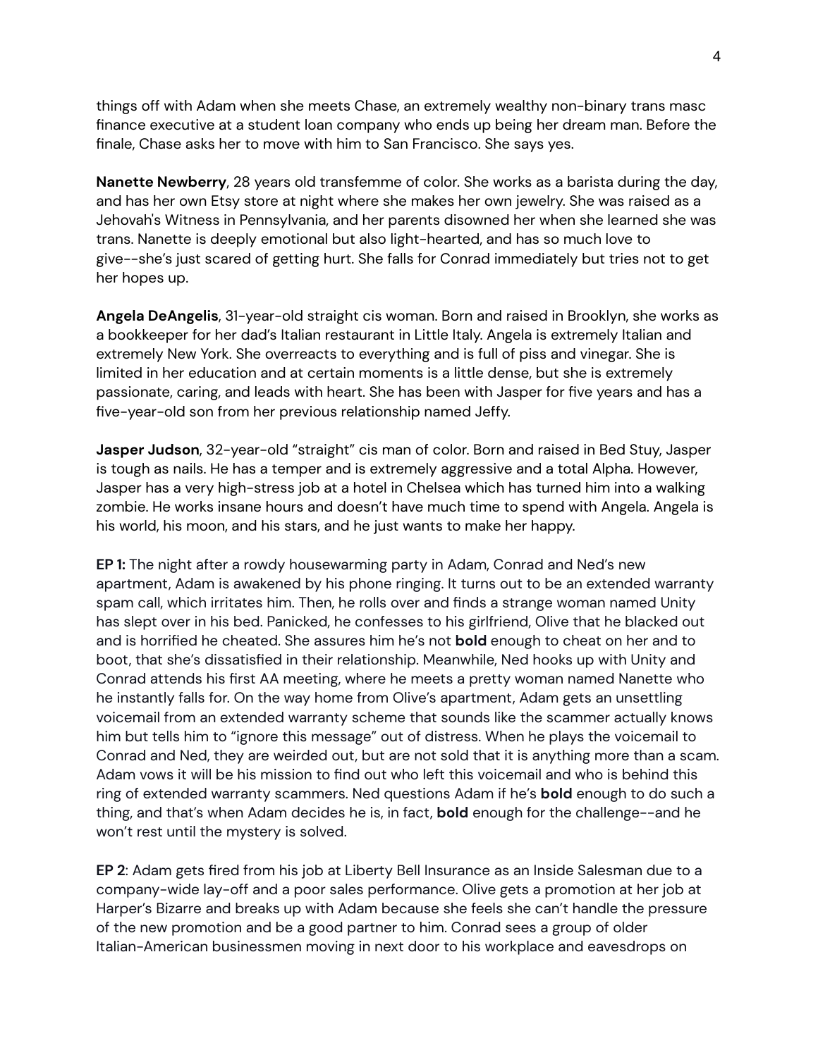things off with Adam when she meets Chase, an extremely wealthy non-binary trans masc finance executive at a student loan company who ends up being her dream man. Before the finale, Chase asks her to move with him to San Francisco. She says yes.

**Nanette Newberry**, 28 years old transfemme of color. She works as a barista during the day, and has her own Etsy store at night where she makes her own jewelry. She was raised as a Jehovah's Witness in Pennsylvania, and her parents disowned her when she learned she was trans. Nanette is deeply emotional but also light-hearted, and has so much love to give--she's just scared of getting hurt. She falls for Conrad immediately but tries not to get her hopes up.

**Angela DeAngelis**, 31-year-old straight cis woman. Born and raised in Brooklyn, she works as a bookkeeper for her dad's Italian restaurant in Little Italy. Angela is extremely Italian and extremely New York. She overreacts to everything and is full of piss and vinegar. She is limited in her education and at certain moments is a little dense, but she is extremely passionate, caring, and leads with heart. She has been with Jasper for five years and has a five-year-old son from her previous relationship named Jeffy.

**Jasper Judson**, 32-year-old "straight" cis man of color. Born and raised in Bed Stuy, Jasper is tough as nails. He has a temper and is extremely aggressive and a total Alpha. However, Jasper has a very high-stress job at a hotel in Chelsea which has turned him into a walking zombie. He works insane hours and doesn't have much time to spend with Angela. Angela is his world, his moon, and his stars, and he just wants to make her happy.

**EP 1:** The night after a rowdy housewarming party in Adam, Conrad and Ned's new apartment, Adam is awakened by his phone ringing. It turns out to be an extended warranty spam call, which irritates him. Then, he rolls over and finds a strange woman named Unity has slept over in his bed. Panicked, he confesses to his girlfriend, Olive that he blacked out and is horrified he cheated. She assures him he's not **bold** enough to cheat on her and to boot, that she's dissatisfied in their relationship. Meanwhile, Ned hooks up with Unity and Conrad attends his first AA meeting, where he meets a pretty woman named Nanette who he instantly falls for. On the way home from Olive's apartment, Adam gets an unsettling voicemail from an extended warranty scheme that sounds like the scammer actually knows him but tells him to "ignore this message" out of distress. When he plays the voicemail to Conrad and Ned, they are weirded out, but are not sold that it is anything more than a scam. Adam vows it will be his mission to find out who left this voicemail and who is behind this ring of extended warranty scammers. Ned questions Adam if he's **bold** enough to do such a thing, and that's when Adam decides he is, in fact, **bold** enough for the challenge--and he won't rest until the mystery is solved.

**EP 2**: Adam gets fired from his job at Liberty Bell Insurance as an Inside Salesman due to a company-wide lay-off and a poor sales performance. Olive gets a promotion at her job at Harper's Bizarre and breaks up with Adam because she feels she can't handle the pressure of the new promotion and be a good partner to him. Conrad sees a group of older Italian-American businessmen moving in next door to his workplace and eavesdrops on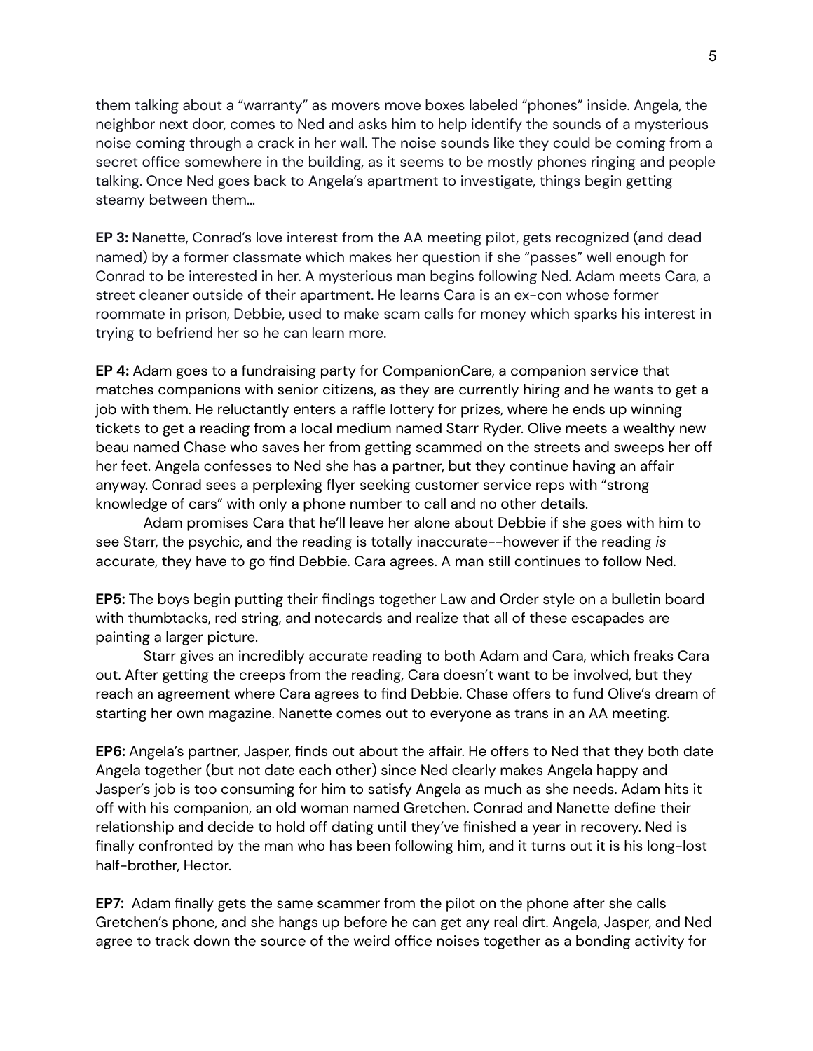them talking about a "warranty" as movers move boxes labeled "phones" inside. Angela, the neighbor next door, comes to Ned and asks him to help identify the sounds of a mysterious noise coming through a crack in her wall. The noise sounds like they could be coming from a secret office somewhere in the building, as it seems to be mostly phones ringing and people talking. Once Ned goes back to Angela's apartment to investigate, things begin getting steamy between them...

**EP 3:** Nanette, Conrad's love interest from the AA meeting pilot, gets recognized (and dead named) by a former classmate which makes her question if she "passes" well enough for Conrad to be interested in her. A mysterious man begins following Ned. Adam meets Cara, a street cleaner outside of their apartment. He learns Cara is an ex-con whose former roommate in prison, Debbie, used to make scam calls for money which sparks his interest in trying to befriend her so he can learn more.

**EP 4:** Adam goes to a fundraising party for CompanionCare, a companion service that matches companions with senior citizens, as they are currently hiring and he wants to get a job with them. He reluctantly enters a raffle lottery for prizes, where he ends up winning tickets to get a reading from a local medium named Starr Ryder. Olive meets a wealthy new beau named Chase who saves her from getting scammed on the streets and sweeps her off her feet. Angela confesses to Ned she has a partner, but they continue having an affair anyway. Conrad sees a perplexing flyer seeking customer service reps with "strong knowledge of cars" with only a phone number to call and no other details.

Adam promises Cara that he'll leave her alone about Debbie if she goes with him to see Starr, the psychic, and the reading is totally inaccurate--however if the reading *is* accurate, they have to go find Debbie. Cara agrees. A man still continues to follow Ned.

**EP5:** The boys begin putting their findings together Law and Order style on a bulletin board with thumbtacks, red string, and notecards and realize that all of these escapades are painting a larger picture.

Starr gives an incredibly accurate reading to both Adam and Cara, which freaks Cara out. After getting the creeps from the reading, Cara doesn't want to be involved, but they reach an agreement where Cara agrees to find Debbie. Chase offers to fund Olive's dream of starting her own magazine. Nanette comes out to everyone as trans in an AA meeting.

**EP6:** Angela's partner, Jasper, finds out about the affair. He offers to Ned that they both date Angela together (but not date each other) since Ned clearly makes Angela happy and Jasper's job is too consuming for him to satisfy Angela as much as she needs. Adam hits it off with his companion, an old woman named Gretchen. Conrad and Nanette define their relationship and decide to hold off dating until they've finished a year in recovery. Ned is finally confronted by the man who has been following him, and it turns out it is his long-lost half-brother, Hector.

**EP7:** Adam finally gets the same scammer from the pilot on the phone after she calls Gretchen's phone, and she hangs up before he can get any real dirt. Angela, Jasper, and Ned agree to track down the source of the weird office noises together as a bonding activity for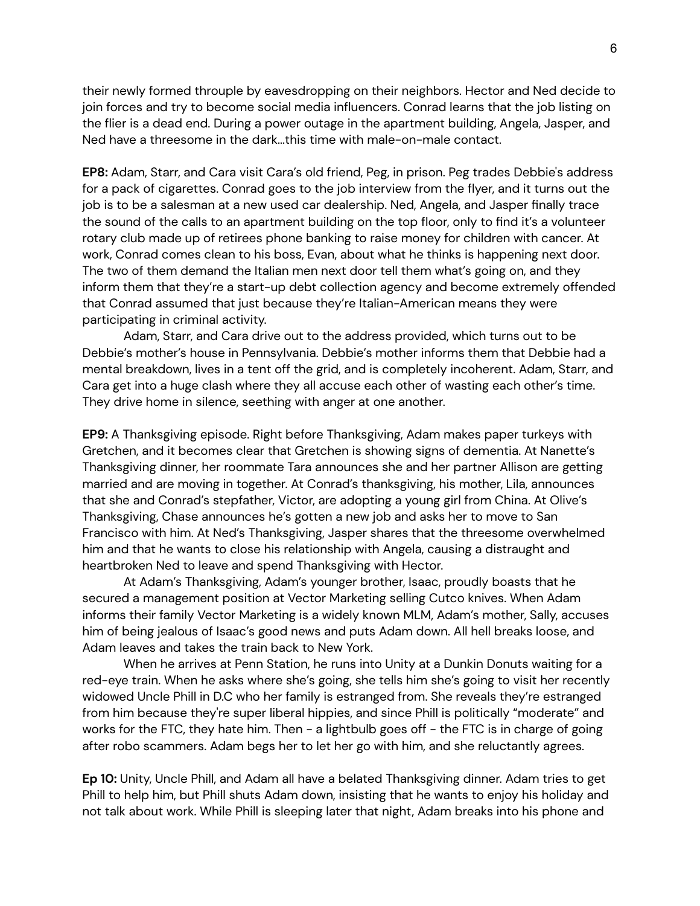their newly formed throuple by eavesdropping on their neighbors. Hector and Ned decide to join forces and try to become social media influencers. Conrad learns that the job listing on the flier is a dead end. During a power outage in the apartment building, Angela, Jasper, and Ned have a threesome in the dark...this time with male-on-male contact.

**EP8:** Adam, Starr, and Cara visit Cara's old friend, Peg, in prison. Peg trades Debbie's address for a pack of cigarettes. Conrad goes to the job interview from the flyer, and it turns out the job is to be a salesman at a new used car dealership. Ned, Angela, and Jasper finally trace the sound of the calls to an apartment building on the top floor, only to find it's a volunteer rotary club made up of retirees phone banking to raise money for children with cancer. At work, Conrad comes clean to his boss, Evan, about what he thinks is happening next door. The two of them demand the Italian men next door tell them what's going on, and they inform them that they're a start-up debt collection agency and become extremely offended that Conrad assumed that just because they're Italian-American means they were participating in criminal activity.

Adam, Starr, and Cara drive out to the address provided, which turns out to be Debbie's mother's house in Pennsylvania. Debbie's mother informs them that Debbie had a mental breakdown, lives in a tent off the grid, and is completely incoherent. Adam, Starr, and Cara get into a huge clash where they all accuse each other of wasting each other's time. They drive home in silence, seething with anger at one another.

**EP9:** A Thanksgiving episode. Right before Thanksgiving, Adam makes paper turkeys with Gretchen, and it becomes clear that Gretchen is showing signs of dementia. At Nanette's Thanksgiving dinner, her roommate Tara announces she and her partner Allison are getting married and are moving in together. At Conrad's thanksgiving, his mother, Lila, announces that she and Conrad's stepfather, Victor, are adopting a young girl from China. At Olive's Thanksgiving, Chase announces he's gotten a new job and asks her to move to San Francisco with him. At Ned's Thanksgiving, Jasper shares that the threesome overwhelmed him and that he wants to close his relationship with Angela, causing a distraught and heartbroken Ned to leave and spend Thanksgiving with Hector.

At Adam's Thanksgiving, Adam's younger brother, Isaac, proudly boasts that he secured a management position at Vector Marketing selling Cutco knives. When Adam informs their family Vector Marketing is a widely known MLM, Adam's mother, Sally, accuses him of being jealous of Isaac's good news and puts Adam down. All hell breaks loose, and Adam leaves and takes the train back to New York.

When he arrives at Penn Station, he runs into Unity at a Dunkin Donuts waiting for a red-eye train. When he asks where she's going, she tells him she's going to visit her recently widowed Uncle Phill in D.C who her family is estranged from. She reveals they're estranged from him because they're super liberal hippies, and since Phill is politically "moderate" and works for the FTC, they hate him. Then - a lightbulb goes off - the FTC is in charge of going after robo scammers. Adam begs her to let her go with him, and she reluctantly agrees.

**Ep 10:** Unity, Uncle Phill, and Adam all have a belated Thanksgiving dinner. Adam tries to get Phill to help him, but Phill shuts Adam down, insisting that he wants to enjoy his holiday and not talk about work. While Phill is sleeping later that night, Adam breaks into his phone and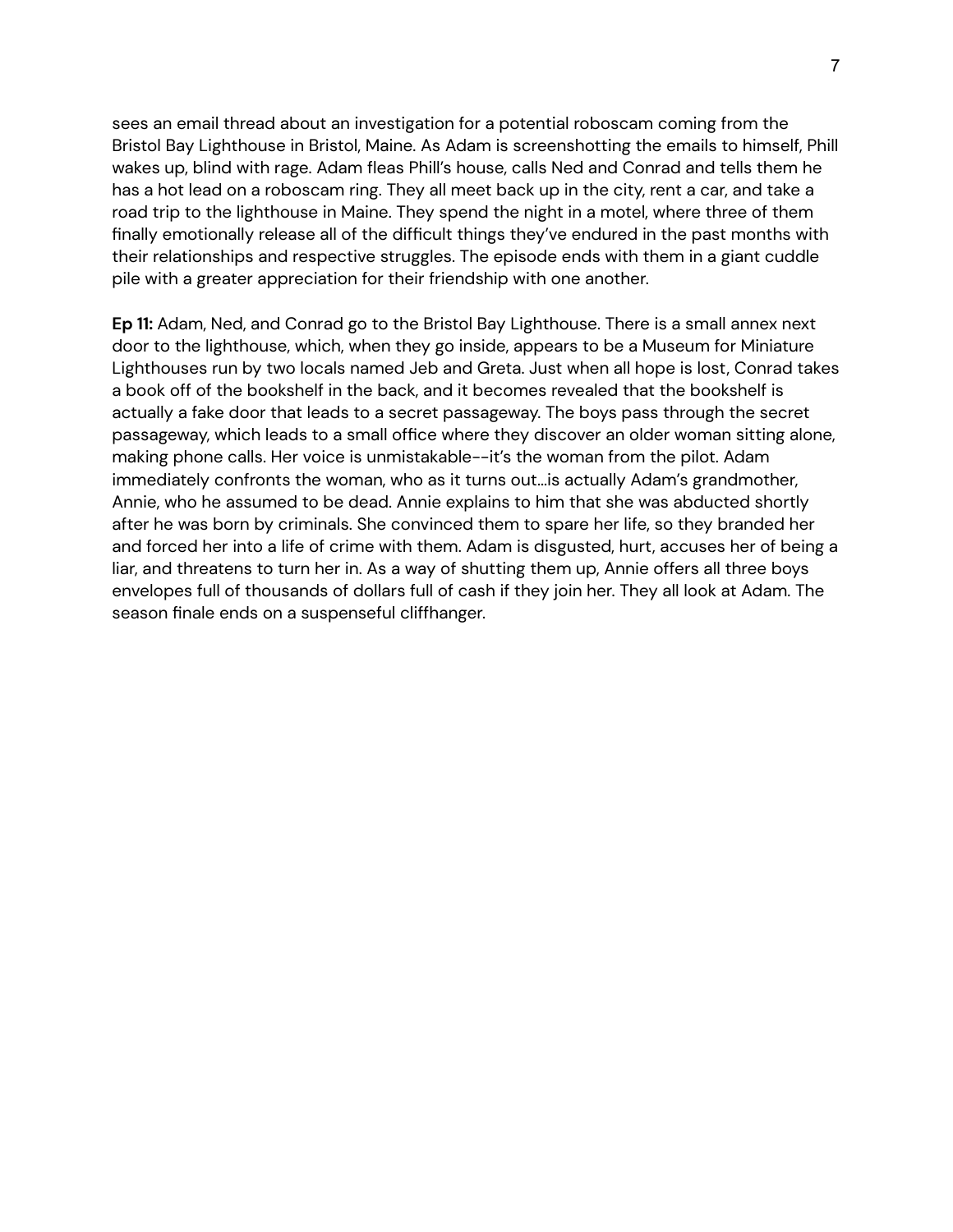sees an email thread about an investigation for a potential roboscam coming from the Bristol Bay Lighthouse in Bristol, Maine. As Adam is screenshotting the emails to himself, Phill wakes up, blind with rage. Adam fleas Phill's house, calls Ned and Conrad and tells them he has a hot lead on a roboscam ring. They all meet back up in the city, rent a car, and take a road trip to the lighthouse in Maine. They spend the night in a motel, where three of them finally emotionally release all of the difficult things they've endured in the past months with their relationships and respective struggles. The episode ends with them in a giant cuddle pile with a greater appreciation for their friendship with one another.

**Ep 11:** Adam, Ned, and Conrad go to the Bristol Bay Lighthouse. There is a small annex next door to the lighthouse, which, when they go inside, appears to be a Museum for Miniature Lighthouses run by two locals named Jeb and Greta. Just when all hope is lost, Conrad takes a book off of the bookshelf in the back, and it becomes revealed that the bookshelf is actually a fake door that leads to a secret passageway. The boys pass through the secret passageway, which leads to a small office where they discover an older woman sitting alone, making phone calls. Her voice is unmistakable--it's the woman from the pilot. Adam immediately confronts the woman, who as it turns out...is actually Adam's grandmother, Annie, who he assumed to be dead. Annie explains to him that she was abducted shortly after he was born by criminals. She convinced them to spare her life, so they branded her and forced her into a life of crime with them. Adam is disgusted, hurt, accuses her of being a liar, and threatens to turn her in. As a way of shutting them up, Annie offers all three boys envelopes full of thousands of dollars full of cash if they join her. They all look at Adam. The season finale ends on a suspenseful cliffhanger.